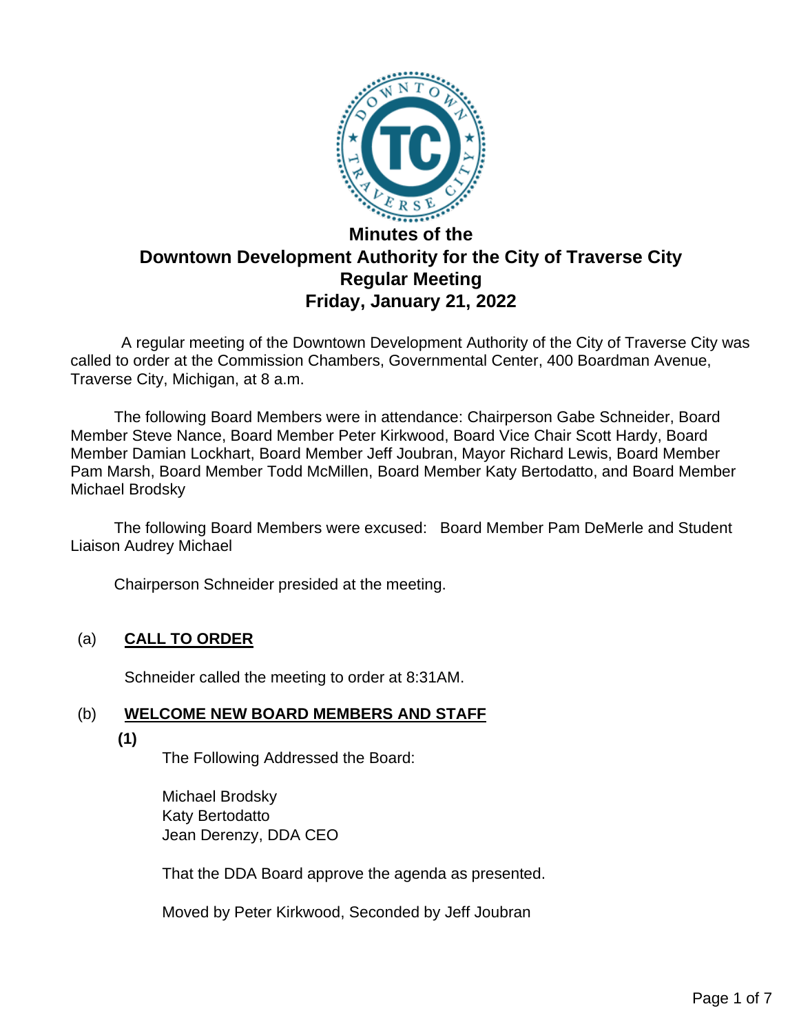# Minutes of the Downtown Development Authority for the City of Traverse City Regular Meeting Friday, January 21, 2022

A regular meeting of the Downtown Development Authority of the City of Traverse City was called to order at the Commission Chambers, Governmental Center, 400 Boardman Avenue, Traverse City, Michigan, at 8 a.m.

The following Board Members were in attendance: Chairperson Gabe Schneider, Board Member Steve Nance, Board Member Peter Kirkwood, Board Vice Chair Scott Hardy, Board Member Damian Lockhart, Board Member Jeff Joubran, Mayor Richard Lewis, Board Member Pam Marsh, Board Member Todd McMillen, Board Member Katy Bertodatto, and Board Member Michael Brodsky

The following Board Members were excused: Board Member Pam DeMerle and Student Liaison Audrey Michael

Chairperson Schneider presided at the meeting.

(a) **CALL TO ORDER**

Schneider called the meeting to order at 8:31AM.

(b) **WELCOME NEW BOARD MEMBERS AND STAFF**

**(1)**

The Following Addressed the Board:

Michael Brodsky
Katy Bertodatto
Jean Derenzy, DDA CEO

That the DDA Board approve the agenda as presented.

Moved by Peter Kirkwood, Seconded by Jeff Joubran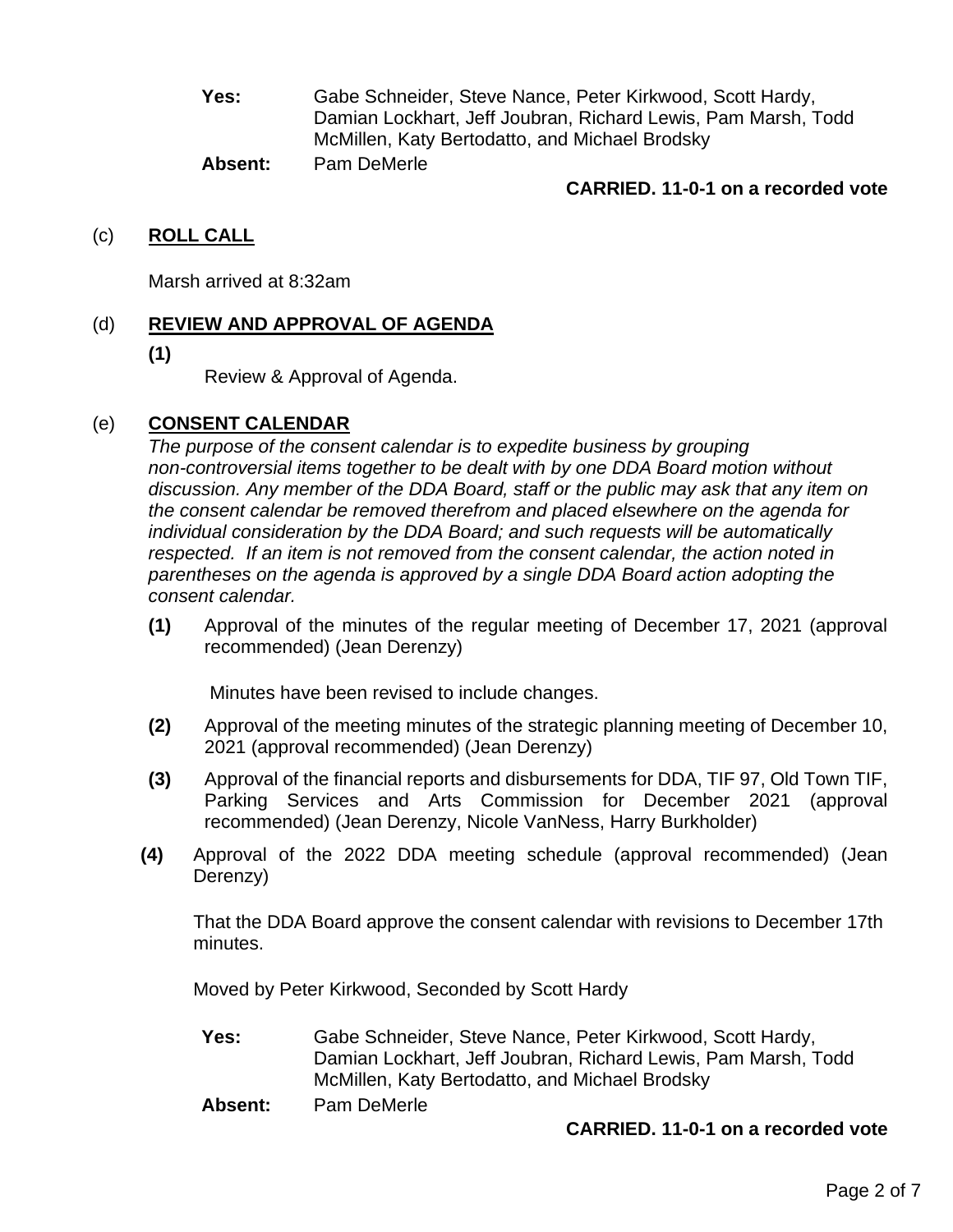**Yes:** Gabe Schneider, Steve Nance, Peter Kirkwood, Scott Hardy, Damian Lockhart, Jeff Joubran, Richard Lewis, Pam Marsh, Todd McMillen, Katy Bertodatto, and Michael Brodsky

**Absent:** Pam DeMerle

**CARRIED. 11-0-1 on a recorded vote**

## (c) ROLL CALL

Marsh arrived at 8:32am

## (d) REVIEW AND APPROVAL OF AGENDA

**(1)**

Review & Approval of Agenda.

## (e) CONSENT CALENDAR

*The purpose of the consent calendar is to expedite business by grouping non-controversial items together to be dealt with by one DDA Board motion without discussion. Any member of the DDA Board, staff or the public may ask that any item on the consent calendar be removed therefrom and placed elsewhere on the agenda for individual consideration by the DDA Board; and such requests will be automatically respected. If an item is not removed from the consent calendar, the action noted in parentheses on the agenda is approved by a single DDA Board action adopting the consent calendar.*

**(1)** Approval of the minutes of the regular meeting of December 17, 2021 (approval recommended) (Jean Derenzy)

Minutes have been revised to include changes.

**(2)** Approval of the meeting minutes of the strategic planning meeting of December 10, 2021 (approval recommended) (Jean Derenzy)

**(3)** Approval of the financial reports and disbursements for DDA, TIF 97, Old Town TIF, Parking Services and Arts Commission for December 2021 (approval recommended) (Jean Derenzy, Nicole VanNess, Harry Burkholder)

**(4)** Approval of the 2022 DDA meeting schedule (approval recommended) (Jean Derenzy)

That the DDA Board approve the consent calendar with revisions to December 17th minutes.

Moved by Peter Kirkwood, Seconded by Scott Hardy

**Yes:** Gabe Schneider, Steve Nance, Peter Kirkwood, Scott Hardy, Damian Lockhart, Jeff Joubran, Richard Lewis, Pam Marsh, Todd McMillen, Katy Bertodatto, and Michael Brodsky

**Absent:** Pam DeMerle

**CARRIED. 11-0-1 on a recorded vote**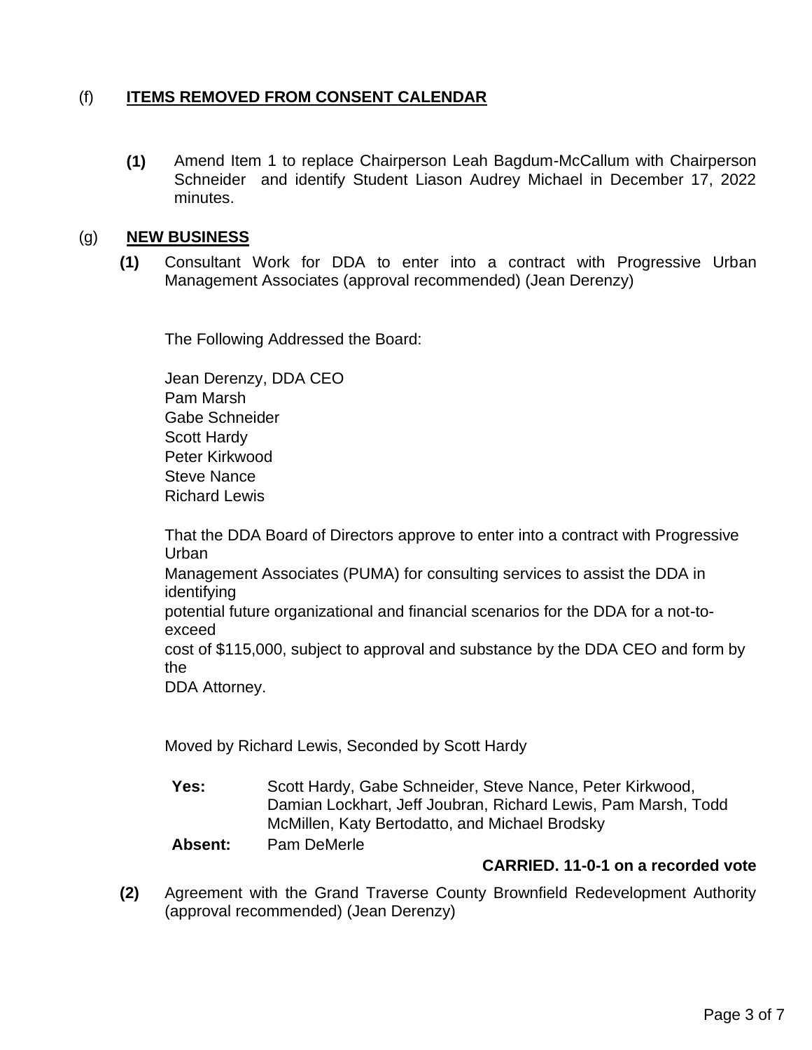(f) **ITEMS REMOVED FROM CONSENT CALENDAR**

**(1)** Amend Item 1 to replace Chairperson Leah Bagdum-McCallum with Chairperson Schneider and identify Student Liason Audrey Michael in December 17, 2022 minutes.

(g) **NEW BUSINESS**

**(1)** Consultant Work for DDA to enter into a contract with Progressive Urban Management Associates (approval recommended) (Jean Derenzy)

The Following Addressed the Board:

Jean Derenzy, DDA CEO
Pam Marsh
Gabe Schneider
Scott Hardy
Peter Kirkwood
Steve Nance
Richard Lewis

That the DDA Board of Directors approve to enter into a contract with Progressive Urban Management Associates (PUMA) for consulting services to assist the DDA in identifying potential future organizational and financial scenarios for the DDA for a not-to-exceed cost of $115,000, subject to approval and substance by the DDA CEO and form by the DDA Attorney.

Moved by Richard Lewis, Seconded by Scott Hardy

**Yes:** Scott Hardy, Gabe Schneider, Steve Nance, Peter Kirkwood, Damian Lockhart, Jeff Joubran, Richard Lewis, Pam Marsh, Todd McMillen, Katy Bertodatto, and Michael Brodsky

**Absent:** Pam DeMerle

**CARRIED. 11-0-1 on a recorded vote**

**(2)** Agreement with the Grand Traverse County Brownfield Redevelopment Authority (approval recommended) (Jean Derenzy)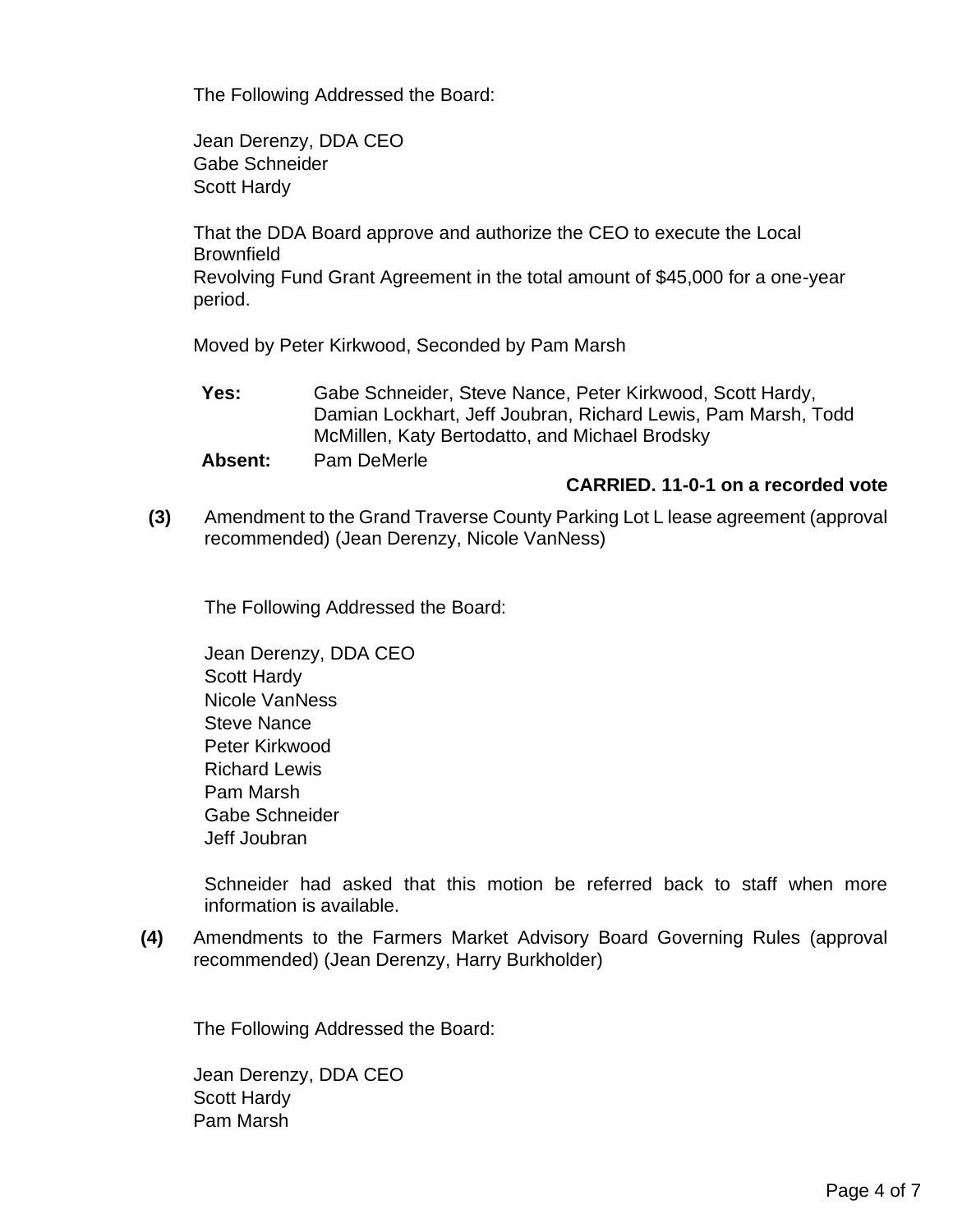The Following Addressed the Board:

Jean Derenzy, DDA CEO
Gabe Schneider
Scott Hardy

That the DDA Board approve and authorize the CEO to execute the Local Brownfield
Revolving Fund Grant Agreement in the total amount of $45,000 for a one-year period.

Moved by Peter Kirkwood, Seconded by Pam Marsh

**Yes:** Gabe Schneider, Steve Nance, Peter Kirkwood, Scott Hardy, Damian Lockhart, Jeff Joubran, Richard Lewis, Pam Marsh, Todd McMillen, Katy Bertodatto, and Michael Brodsky

**Absent:** Pam DeMerle

**CARRIED. 11-0-1 on a recorded vote**

**(3)** Amendment to the Grand Traverse County Parking Lot L lease agreement (approval recommended) (Jean Derenzy, Nicole VanNess)

The Following Addressed the Board:

Jean Derenzy, DDA CEO
Scott Hardy
Nicole VanNess
Steve Nance
Peter Kirkwood
Richard Lewis
Pam Marsh
Gabe Schneider
Jeff Joubran

Schneider had asked that this motion be referred back to staff when more information is available.

**(4)** Amendments to the Farmers Market Advisory Board Governing Rules (approval recommended) (Jean Derenzy, Harry Burkholder)

The Following Addressed the Board:

Jean Derenzy, DDA CEO
Scott Hardy
Pam Marsh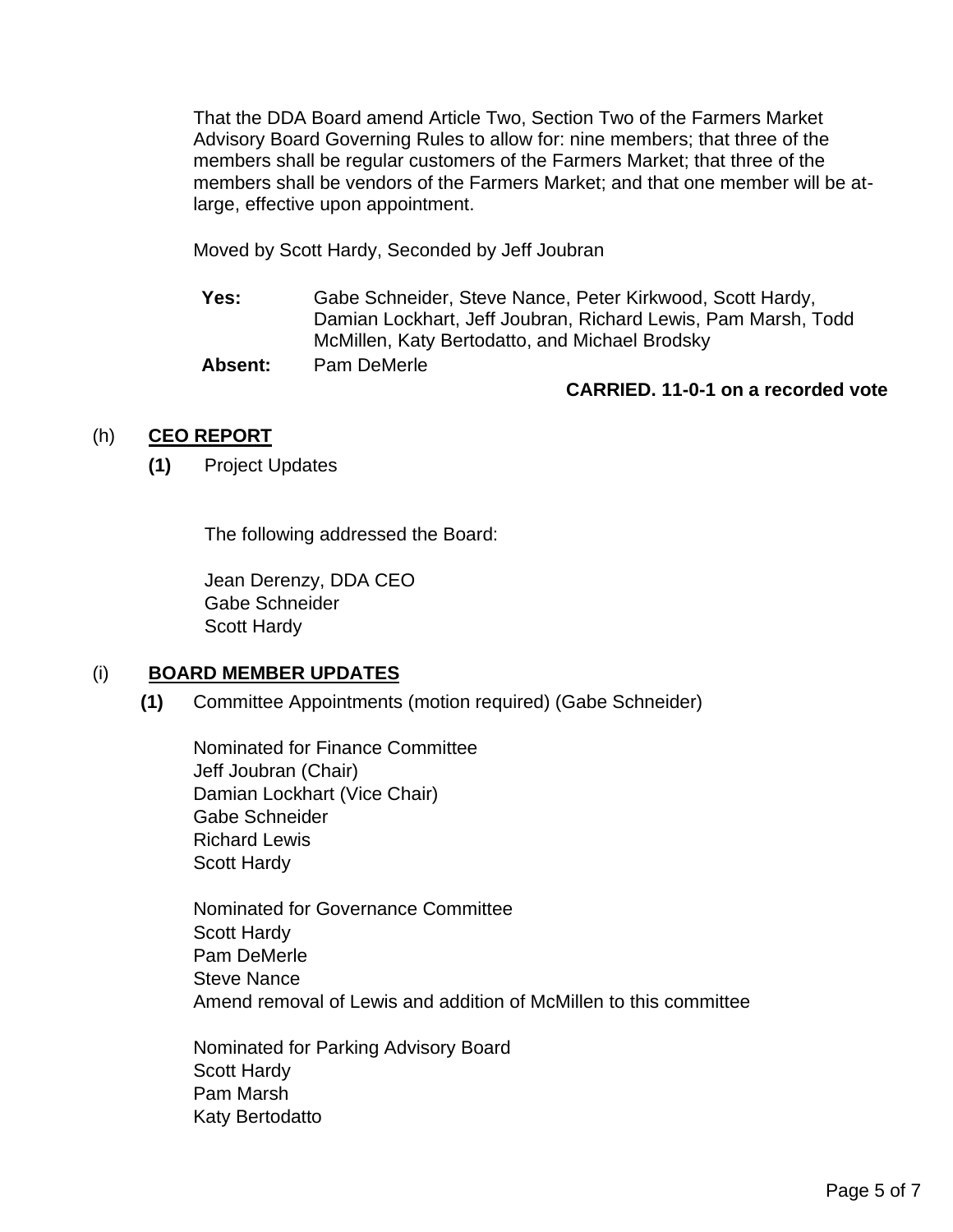That the DDA Board amend Article Two, Section Two of the Farmers Market Advisory Board Governing Rules to allow for: nine members; that three of the members shall be regular customers of the Farmers Market; that three of the members shall be vendors of the Farmers Market; and that one member will be at-large, effective upon appointment.

Moved by Scott Hardy, Seconded by Jeff Joubran

**Yes:** Gabe Schneider, Steve Nance, Peter Kirkwood, Scott Hardy, Damian Lockhart, Jeff Joubran, Richard Lewis, Pam Marsh, Todd McMillen, Katy Bertodatto, and Michael Brodsky

**Absent:** Pam DeMerle

**CARRIED. 11-0-1 on a recorded vote**

## (h) CEO REPORT

**(1)** Project Updates

The following addressed the Board:

Jean Derenzy, DDA CEO
Gabe Schneider
Scott Hardy

## (i) BOARD MEMBER UPDATES

**(1)** Committee Appointments (motion required) (Gabe Schneider)

Nominated for Finance Committee
Jeff Joubran (Chair)
Damian Lockhart (Vice Chair)
Gabe Schneider
Richard Lewis
Scott Hardy

Nominated for Governance Committee
Scott Hardy
Pam DeMerle
Steve Nance
Amend removal of Lewis and addition of McMillen to this committee

Nominated for Parking Advisory Board
Scott Hardy
Pam Marsh
Katy Bertodatto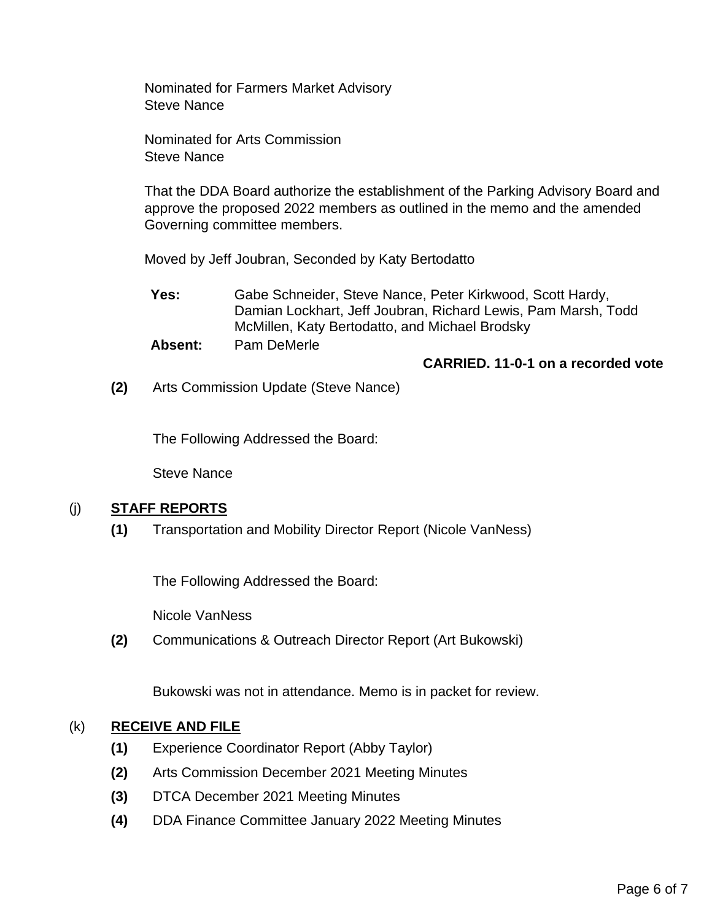Nominated for Farmers Market Advisory
Steve Nance

Nominated for Arts Commission
Steve Nance

That the DDA Board authorize the establishment of the Parking Advisory Board and approve the proposed 2022 members as outlined in the memo and the amended Governing committee members.

Moved by Jeff Joubran, Seconded by Katy Bertodatto

**Yes:** Gabe Schneider, Steve Nance, Peter Kirkwood, Scott Hardy, Damian Lockhart, Jeff Joubran, Richard Lewis, Pam Marsh, Todd McMillen, Katy Bertodatto, and Michael Brodsky

**Absent:** Pam DeMerle

**CARRIED. 11-0-1 on a recorded vote**

**(2)** Arts Commission Update (Steve Nance)

The Following Addressed the Board:

Steve Nance

## (j) STAFF REPORTS

**(1)** Transportation and Mobility Director Report (Nicole VanNess)

The Following Addressed the Board:

Nicole VanNess

**(2)** Communications & Outreach Director Report (Art Bukowski)

Bukowski was not in attendance. Memo is in packet for review.

## (k) RECEIVE AND FILE

**(1)** Experience Coordinator Report (Abby Taylor)

**(2)** Arts Commission December 2021 Meeting Minutes

**(3)** DTCA December 2021 Meeting Minutes

**(4)** DDA Finance Committee January 2022 Meeting Minutes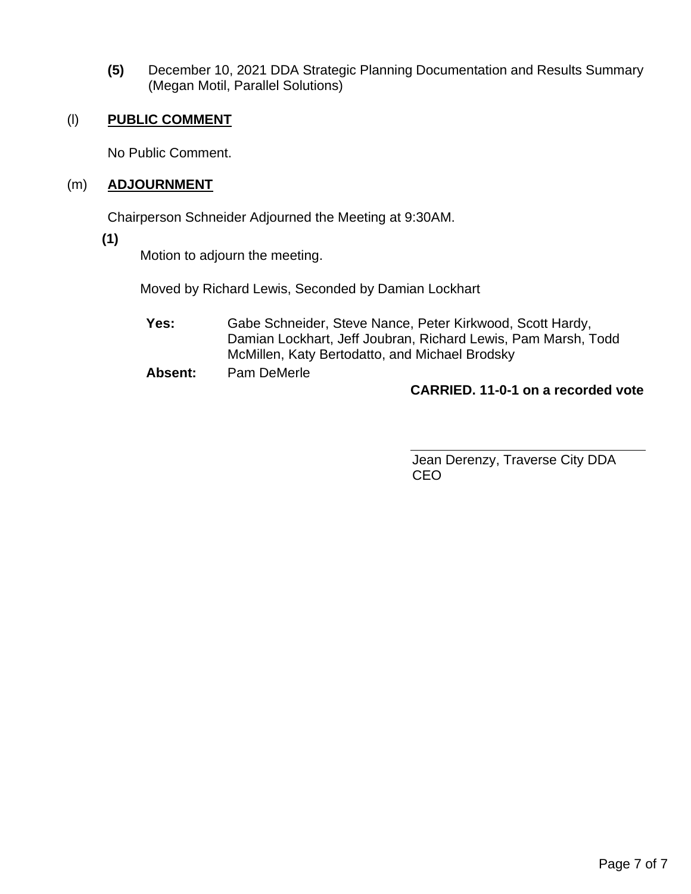**(5)** December 10, 2021 DDA Strategic Planning Documentation and Results Summary (Megan Motil, Parallel Solutions)

(l) **PUBLIC COMMENT**

No Public Comment.

(m) **ADJOURNMENT**

Chairperson Schneider Adjourned the Meeting at 9:30AM.

**(1)**

Motion to adjourn the meeting.

Moved by Richard Lewis, Seconded by Damian Lockhart

**Yes:** Gabe Schneider, Steve Nance, Peter Kirkwood, Scott Hardy, Damian Lockhart, Jeff Joubran, Richard Lewis, Pam Marsh, Todd McMillen, Katy Bertodatto, and Michael Brodsky

**Absent:** Pam DeMerle

**CARRIED. 11-0-1 on a recorded vote**

Jean Derenzy, Traverse City DDA CEO